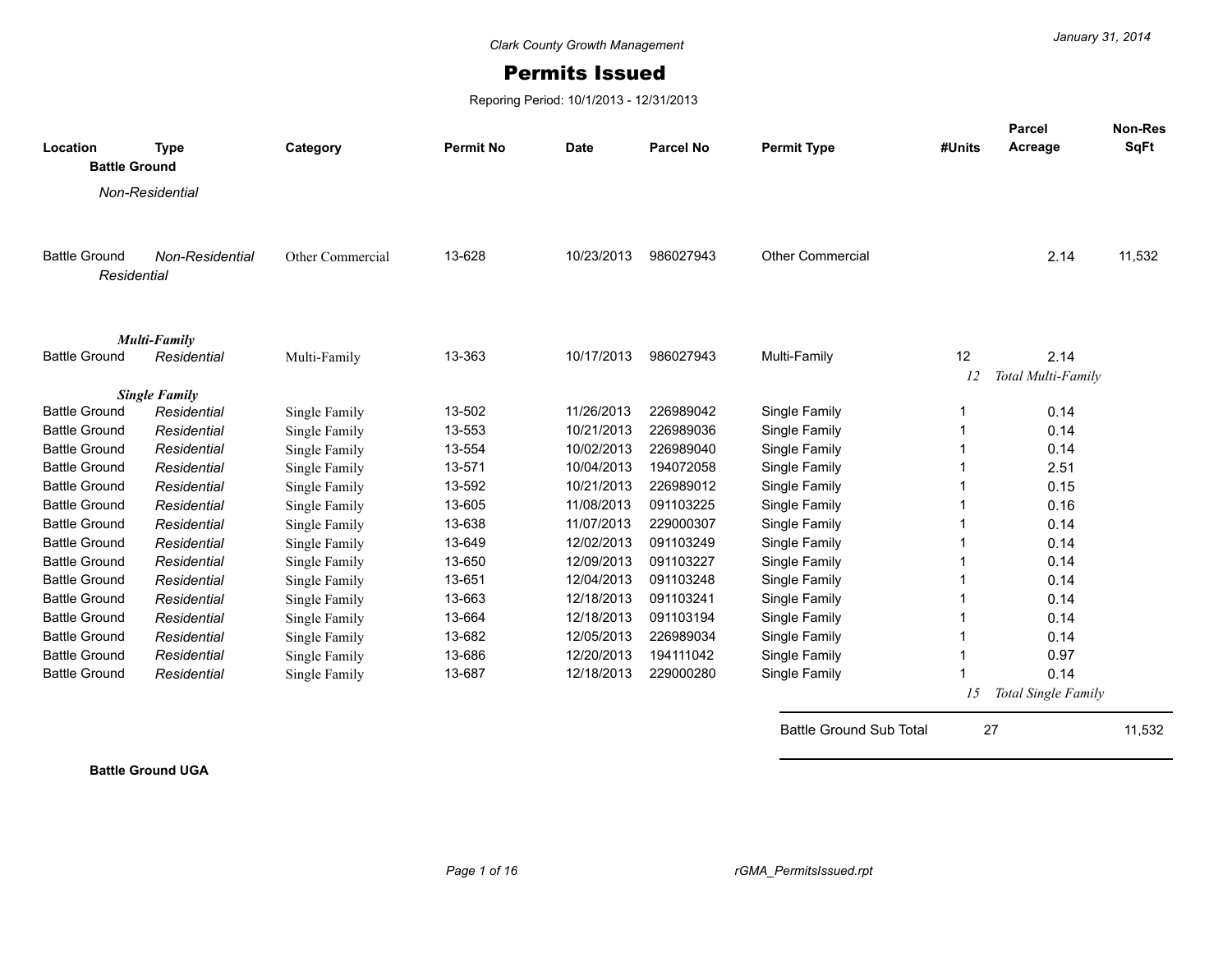Clark County Growth Management

# Permits Issued

Reporing Period: 10/1/2013 - 12/31/2013

January 31, 2014

| Location | Type | Category | Permit No | Date | Parcel No | Permit Type | #Units | Parcel Acreage | Non-Res SqFt |
|---|---|---|---|---|---|---|---|---|---|
| **Battle Ground** | | | | | | | | | |
| *Non-Residential* | | | | | | | | | |
| Battle Ground | *Non-Residential* | Other Commercial | 13-628 | 10/23/2013 | 986027943 | Other Commercial | | 2.14 | 11,532 |
| *Residential* | | | | | | | | | |
| ***Multi-Family*** | | | | | | | | | |
| Battle Ground | *Residential* | Multi-Family | 13-363 | 10/17/2013 | 986027943 | Multi-Family | 12 | 2.14 | |
| | | | | | | | *12* | *Total Multi-Family* | |
| ***Single Family*** | | | | | | | | | |
| Battle Ground | *Residential* | Single Family | 13-502 | 11/26/2013 | 226989042 | Single Family | 1 | 0.14 | |
| Battle Ground | *Residential* | Single Family | 13-553 | 10/21/2013 | 226989036 | Single Family | 1 | 0.14 | |
| Battle Ground | *Residential* | Single Family | 13-554 | 10/02/2013 | 226989040 | Single Family | 1 | 0.14 | |
| Battle Ground | *Residential* | Single Family | 13-571 | 10/04/2013 | 194072058 | Single Family | 1 | 2.51 | |
| Battle Ground | *Residential* | Single Family | 13-592 | 10/21/2013 | 226989012 | Single Family | 1 | 0.15 | |
| Battle Ground | *Residential* | Single Family | 13-605 | 11/08/2013 | 091103225 | Single Family | 1 | 0.16 | |
| Battle Ground | *Residential* | Single Family | 13-638 | 11/07/2013 | 229000307 | Single Family | 1 | 0.14 | |
| Battle Ground | *Residential* | Single Family | 13-649 | 12/02/2013 | 091103249 | Single Family | 1 | 0.14 | |
| Battle Ground | *Residential* | Single Family | 13-650 | 12/09/2013 | 091103227 | Single Family | 1 | 0.14 | |
| Battle Ground | *Residential* | Single Family | 13-651 | 12/04/2013 | 091103248 | Single Family | 1 | 0.14 | |
| Battle Ground | *Residential* | Single Family | 13-663 | 12/18/2013 | 091103241 | Single Family | 1 | 0.14 | |
| Battle Ground | *Residential* | Single Family | 13-664 | 12/18/2013 | 091103194 | Single Family | 1 | 0.14 | |
| Battle Ground | *Residential* | Single Family | 13-682 | 12/05/2013 | 226989034 | Single Family | 1 | 0.14 | |
| Battle Ground | *Residential* | Single Family | 13-686 | 12/20/2013 | 194111042 | Single Family | 1 | 0.97 | |
| Battle Ground | *Residential* | Single Family | 13-687 | 12/18/2013 | 229000280 | Single Family | 1 | 0.14 | |
| | | | | | | | *15* | *Total Single Family* | |
| | | | | | | Battle Ground Sub Total | 27 | | 11,532 |

**Battle Ground UGA**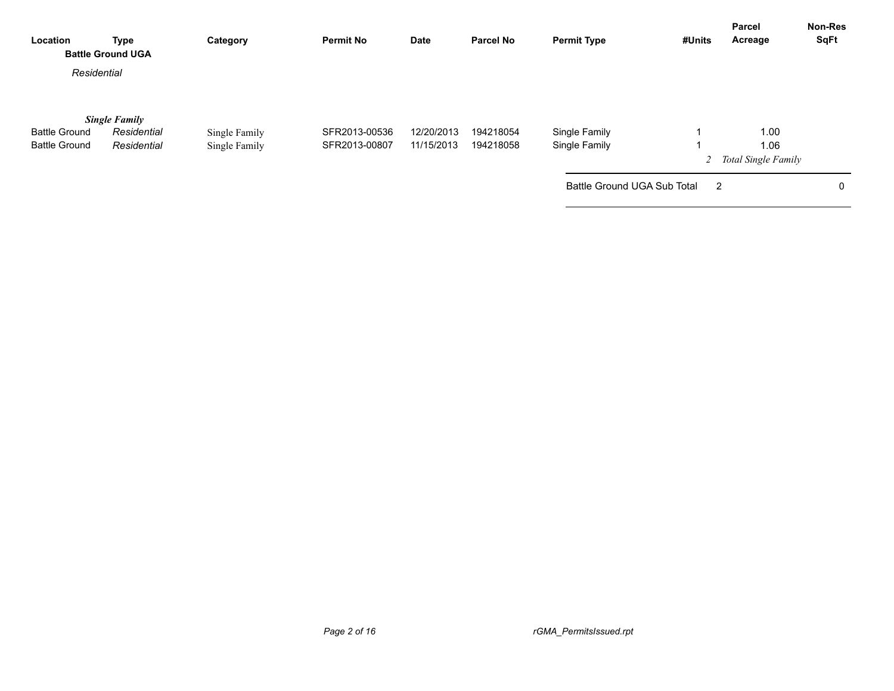| Location | Type | Category | Permit No | Date | Parcel No | Permit Type | #Units | Parcel Acreage | Non-Res SqFt |
|---|---|---|---|---|---|---|---|---|---|
| **Battle Ground UGA** | | | | | | | | | |
| *Residential* | | | | | | | | | |
| ***Single Family*** | | | | | | | | | |
| Battle Ground | *Residential* | Single Family | SFR2013-00536 | 12/20/2013 | 194218054 | Single Family | 1 | 1.00 | |
| Battle Ground | *Residential* | Single Family | SFR2013-00807 | 11/15/2013 | 194218058 | Single Family | 1 | 1.06 | |
| | | | | | | | *2* | *Total Single Family* | |
| | | | | | | Battle Ground UGA Sub Total | 2 | | 0 |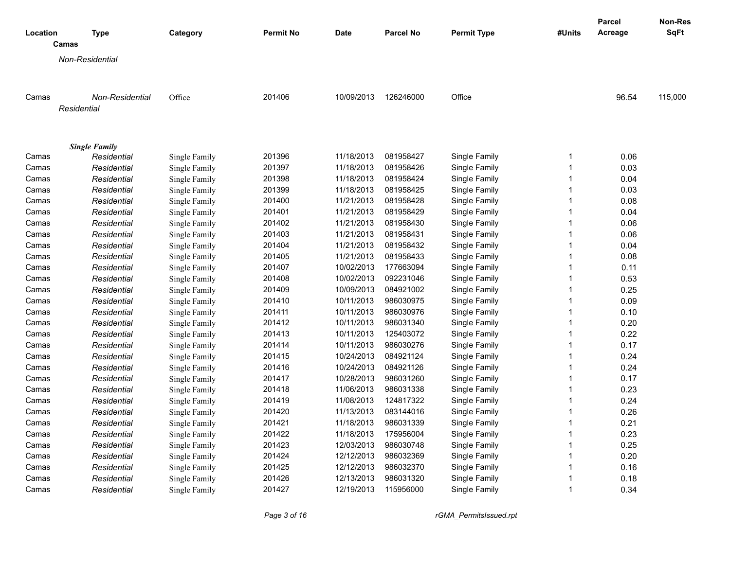| Location | Type | Category | Permit No | Date | Parcel No | Permit Type | #Units | Parcel Acreage | Non-Res SqFt |
|---|---|---|---|---|---|---|---|---|---|
| **Camas** | | | | | | | | | |
| *Non-Residential* | | | | | | | | | |
| Camas | *Non-Residential* | Office | 201406 | 10/09/2013 | 126246000 | Office | | 96.54 | 115,000 |
| *Residential* | | | | | | | | | |
| ***Single Family*** | | | | | | | | | |
| Camas | *Residential* | Single Family | 201396 | 11/18/2013 | 081958427 | Single Family | 1 | 0.06 | |
| Camas | *Residential* | Single Family | 201397 | 11/18/2013 | 081958426 | Single Family | 1 | 0.03 | |
| Camas | *Residential* | Single Family | 201398 | 11/18/2013 | 081958424 | Single Family | 1 | 0.04 | |
| Camas | *Residential* | Single Family | 201399 | 11/18/2013 | 081958425 | Single Family | 1 | 0.03 | |
| Camas | *Residential* | Single Family | 201400 | 11/21/2013 | 081958428 | Single Family | 1 | 0.08 | |
| Camas | *Residential* | Single Family | 201401 | 11/21/2013 | 081958429 | Single Family | 1 | 0.04 | |
| Camas | *Residential* | Single Family | 201402 | 11/21/2013 | 081958430 | Single Family | 1 | 0.06 | |
| Camas | *Residential* | Single Family | 201403 | 11/21/2013 | 081958431 | Single Family | 1 | 0.06 | |
| Camas | *Residential* | Single Family | 201404 | 11/21/2013 | 081958432 | Single Family | 1 | 0.04 | |
| Camas | *Residential* | Single Family | 201405 | 11/21/2013 | 081958433 | Single Family | 1 | 0.08 | |
| Camas | *Residential* | Single Family | 201407 | 10/02/2013 | 177663094 | Single Family | 1 | 0.11 | |
| Camas | *Residential* | Single Family | 201408 | 10/02/2013 | 092231046 | Single Family | 1 | 0.53 | |
| Camas | *Residential* | Single Family | 201409 | 10/09/2013 | 084921002 | Single Family | 1 | 0.25 | |
| Camas | *Residential* | Single Family | 201410 | 10/11/2013 | 986030975 | Single Family | 1 | 0.09 | |
| Camas | *Residential* | Single Family | 201411 | 10/11/2013 | 986030976 | Single Family | 1 | 0.10 | |
| Camas | *Residential* | Single Family | 201412 | 10/11/2013 | 986031340 | Single Family | 1 | 0.20 | |
| Camas | *Residential* | Single Family | 201413 | 10/11/2013 | 125403072 | Single Family | 1 | 0.22 | |
| Camas | *Residential* | Single Family | 201414 | 10/11/2013 | 986030276 | Single Family | 1 | 0.17 | |
| Camas | *Residential* | Single Family | 201415 | 10/24/2013 | 084921124 | Single Family | 1 | 0.24 | |
| Camas | *Residential* | Single Family | 201416 | 10/24/2013 | 084921126 | Single Family | 1 | 0.24 | |
| Camas | *Residential* | Single Family | 201417 | 10/28/2013 | 986031260 | Single Family | 1 | 0.17 | |
| Camas | *Residential* | Single Family | 201418 | 11/06/2013 | 986031338 | Single Family | 1 | 0.23 | |
| Camas | *Residential* | Single Family | 201419 | 11/08/2013 | 124817322 | Single Family | 1 | 0.24 | |
| Camas | *Residential* | Single Family | 201420 | 11/13/2013 | 083144016 | Single Family | 1 | 0.26 | |
| Camas | *Residential* | Single Family | 201421 | 11/18/2013 | 986031339 | Single Family | 1 | 0.21 | |
| Camas | *Residential* | Single Family | 201422 | 11/18/2013 | 175956004 | Single Family | 1 | 0.23 | |
| Camas | *Residential* | Single Family | 201423 | 12/03/2013 | 986030748 | Single Family | 1 | 0.25 | |
| Camas | *Residential* | Single Family | 201424 | 12/12/2013 | 986032369 | Single Family | 1 | 0.20 | |
| Camas | *Residential* | Single Family | 201425 | 12/12/2013 | 986032370 | Single Family | 1 | 0.16 | |
| Camas | *Residential* | Single Family | 201426 | 12/13/2013 | 986031320 | Single Family | 1 | 0.18 | |
| Camas | *Residential* | Single Family | 201427 | 12/19/2013 | 115956000 | Single Family | 1 | 0.34 | |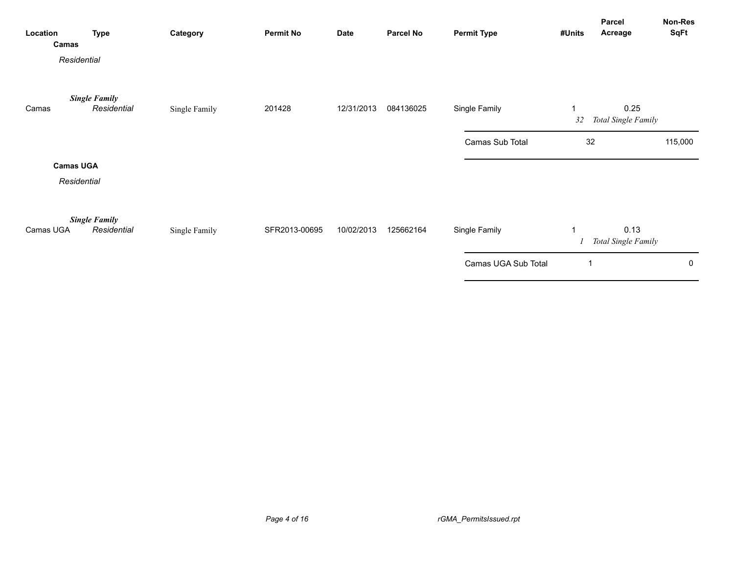| Location | Type | Category | Permit No | Date | Parcel No | Permit Type | #Units | Parcel Acreage | Non-Res SqFt |
|---|---|---|---|---|---|---|---|---|---|
| **Camas** | | | | | | | | | |
| *Residential* | | | | | | | | | |
| | ***Single Family*** | | | | | | | | |
| Camas | *Residential* | Single Family | 201428 | 12/31/2013 | 084136025 | Single Family | 1 | 0.25 | |
| | | | | | | | *32* | *Total Single Family* | |
| | | | | | | Camas Sub Total | 32 | | 115,000 |
| **Camas UGA** | | | | | | | | | |
| *Residential* | | | | | | | | | |
| | ***Single Family*** | | | | | | | | |
| Camas UGA | *Residential* | Single Family | SFR2013-00695 | 10/02/2013 | 125662164 | Single Family | 1 | 0.13 | |
| | | | | | | | *1* | *Total Single Family* | |
| | | | | | | Camas UGA Sub Total | 1 | | 0 |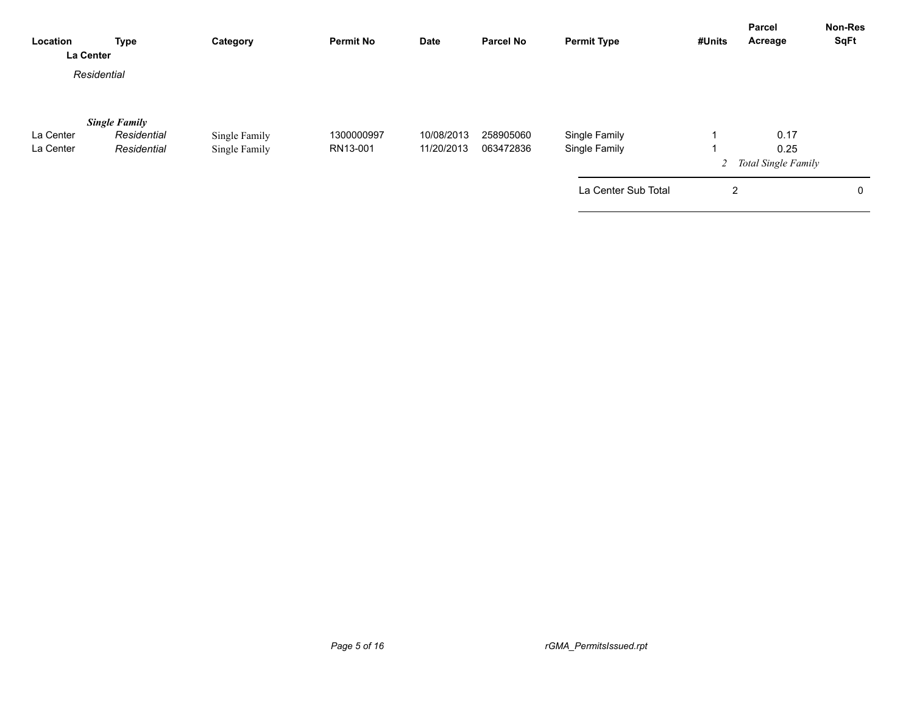| Location | Type | Category | Permit No | Date | Parcel No | Permit Type | #Units | Parcel Acreage | Non-Res SqFt |
|---|---|---|---|---|---|---|---|---|---|
| **La Center** | | | | | | | | | |
| *Residential* | | | | | | | | | |
| | ***Single Family*** | | | | | | | | |
| La Center | *Residential* | Single Family | 1300000997 | 10/08/2013 | 258905060 | Single Family | 1 | 0.17 | |
| La Center | *Residential* | Single Family | RN13-001 | 11/20/2013 | 063472836 | Single Family | 1 | 0.25 | |
| | | | | | | | *2* | *Total Single Family* | |
| | | | | | | La Center Sub Total | 2 | | 0 |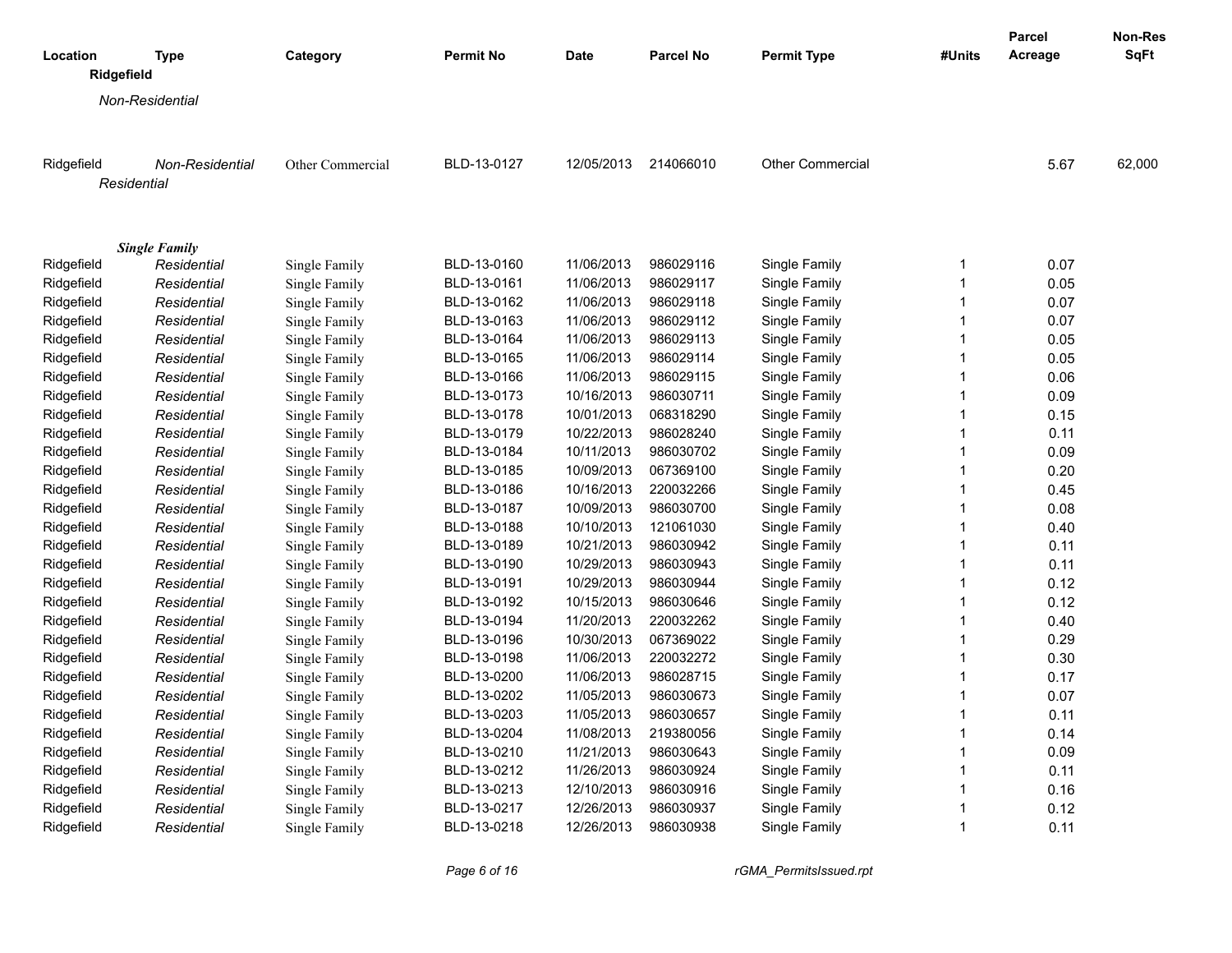| Location | Type | Category | Permit No | Date | Parcel No | Permit Type | #Units | Parcel Acreage | Non-Res SqFt |
|---|---|---|---|---|---|---|---|---|---|
| **Ridgefield** | | | | | | | | | |
| *Non-Residential* | | | | | | | | | |
| Ridgefield | *Non-Residential* | Other Commercial | BLD-13-0127 | 12/05/2013 | 214066010 | Other Commercial | | 5.67 | 62,000 |
| *Residential* | | | | | | | | | |
| ***Single Family*** | | | | | | | | | |
| Ridgefield | *Residential* | Single Family | BLD-13-0160 | 11/06/2013 | 986029116 | Single Family | 1 | 0.07 | |
| Ridgefield | *Residential* | Single Family | BLD-13-0161 | 11/06/2013 | 986029117 | Single Family | 1 | 0.05 | |
| Ridgefield | *Residential* | Single Family | BLD-13-0162 | 11/06/2013 | 986029118 | Single Family | 1 | 0.07 | |
| Ridgefield | *Residential* | Single Family | BLD-13-0163 | 11/06/2013 | 986029112 | Single Family | 1 | 0.07 | |
| Ridgefield | *Residential* | Single Family | BLD-13-0164 | 11/06/2013 | 986029113 | Single Family | 1 | 0.05 | |
| Ridgefield | *Residential* | Single Family | BLD-13-0165 | 11/06/2013 | 986029114 | Single Family | 1 | 0.05 | |
| Ridgefield | *Residential* | Single Family | BLD-13-0166 | 11/06/2013 | 986029115 | Single Family | 1 | 0.06 | |
| Ridgefield | *Residential* | Single Family | BLD-13-0173 | 10/16/2013 | 986030711 | Single Family | 1 | 0.09 | |
| Ridgefield | *Residential* | Single Family | BLD-13-0178 | 10/01/2013 | 068318290 | Single Family | 1 | 0.15 | |
| Ridgefield | *Residential* | Single Family | BLD-13-0179 | 10/22/2013 | 986028240 | Single Family | 1 | 0.11 | |
| Ridgefield | *Residential* | Single Family | BLD-13-0184 | 10/11/2013 | 986030702 | Single Family | 1 | 0.09 | |
| Ridgefield | *Residential* | Single Family | BLD-13-0185 | 10/09/2013 | 067369100 | Single Family | 1 | 0.20 | |
| Ridgefield | *Residential* | Single Family | BLD-13-0186 | 10/16/2013 | 220032266 | Single Family | 1 | 0.45 | |
| Ridgefield | *Residential* | Single Family | BLD-13-0187 | 10/09/2013 | 986030700 | Single Family | 1 | 0.08 | |
| Ridgefield | *Residential* | Single Family | BLD-13-0188 | 10/10/2013 | 121061030 | Single Family | 1 | 0.40 | |
| Ridgefield | *Residential* | Single Family | BLD-13-0189 | 10/21/2013 | 986030942 | Single Family | 1 | 0.11 | |
| Ridgefield | *Residential* | Single Family | BLD-13-0190 | 10/29/2013 | 986030943 | Single Family | 1 | 0.11 | |
| Ridgefield | *Residential* | Single Family | BLD-13-0191 | 10/29/2013 | 986030944 | Single Family | 1 | 0.12 | |
| Ridgefield | *Residential* | Single Family | BLD-13-0192 | 10/15/2013 | 986030646 | Single Family | 1 | 0.12 | |
| Ridgefield | *Residential* | Single Family | BLD-13-0194 | 11/20/2013 | 220032262 | Single Family | 1 | 0.40 | |
| Ridgefield | *Residential* | Single Family | BLD-13-0196 | 10/30/2013 | 067369022 | Single Family | 1 | 0.29 | |
| Ridgefield | *Residential* | Single Family | BLD-13-0198 | 11/06/2013 | 220032272 | Single Family | 1 | 0.30 | |
| Ridgefield | *Residential* | Single Family | BLD-13-0200 | 11/06/2013 | 986028715 | Single Family | 1 | 0.17 | |
| Ridgefield | *Residential* | Single Family | BLD-13-0202 | 11/05/2013 | 986030673 | Single Family | 1 | 0.07 | |
| Ridgefield | *Residential* | Single Family | BLD-13-0203 | 11/05/2013 | 986030657 | Single Family | 1 | 0.11 | |
| Ridgefield | *Residential* | Single Family | BLD-13-0204 | 11/08/2013 | 219380056 | Single Family | 1 | 0.14 | |
| Ridgefield | *Residential* | Single Family | BLD-13-0210 | 11/21/2013 | 986030643 | Single Family | 1 | 0.09 | |
| Ridgefield | *Residential* | Single Family | BLD-13-0212 | 11/26/2013 | 986030924 | Single Family | 1 | 0.11 | |
| Ridgefield | *Residential* | Single Family | BLD-13-0213 | 12/10/2013 | 986030916 | Single Family | 1 | 0.16 | |
| Ridgefield | *Residential* | Single Family | BLD-13-0217 | 12/26/2013 | 986030937 | Single Family | 1 | 0.12 | |
| Ridgefield | *Residential* | Single Family | BLD-13-0218 | 12/26/2013 | 986030938 | Single Family | 1 | 0.11 | |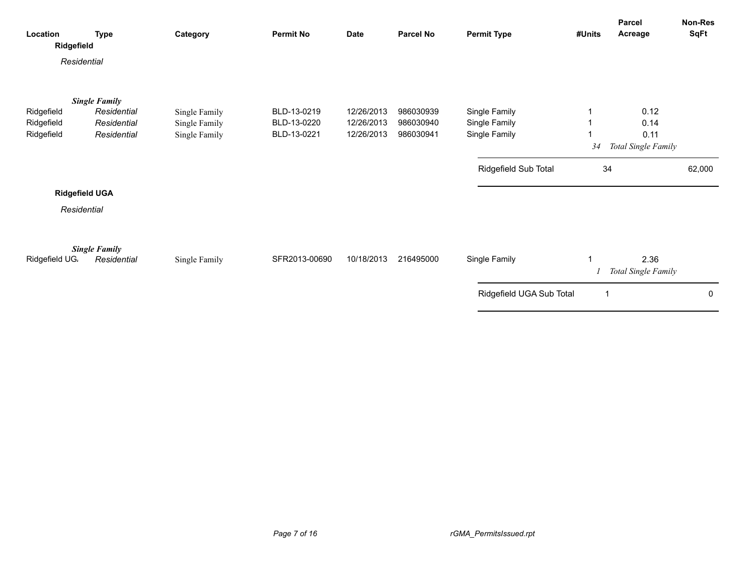| Location | Type | Category | Permit No | Date | Parcel No | Permit Type | #Units | Parcel Acreage | Non-Res SqFt |
|---|---|---|---|---|---|---|---|---|---|
| **Ridgefield** | | | | | | | | | |
| *Residential* | | | | | | | | | |
| | ***Single Family*** | | | | | | | | |
| Ridgefield | *Residential* | Single Family | BLD-13-0219 | 12/26/2013 | 986030939 | Single Family | 1 | 0.12 | |
| Ridgefield | *Residential* | Single Family | BLD-13-0220 | 12/26/2013 | 986030940 | Single Family | 1 | 0.14 | |
| Ridgefield | *Residential* | Single Family | BLD-13-0221 | 12/26/2013 | 986030941 | Single Family | 1 | 0.11 | |
| | | | | | | | *34* | *Total Single Family* | |
| | | | | | | Ridgefield Sub Total | 34 | | 62,000 |
| **Ridgefield UGA** | | | | | | | | | |
| *Residential* | | | | | | | | | |
| | ***Single Family*** | | | | | | | | |
| Ridgefield UGA | *Residential* | Single Family | SFR2013-00690 | 10/18/2013 | 216495000 | Single Family | 1 | 2.36 | |
| | | | | | | | *1* | *Total Single Family* | |
| | | | | | | Ridgefield UGA Sub Total | 1 | | 0 |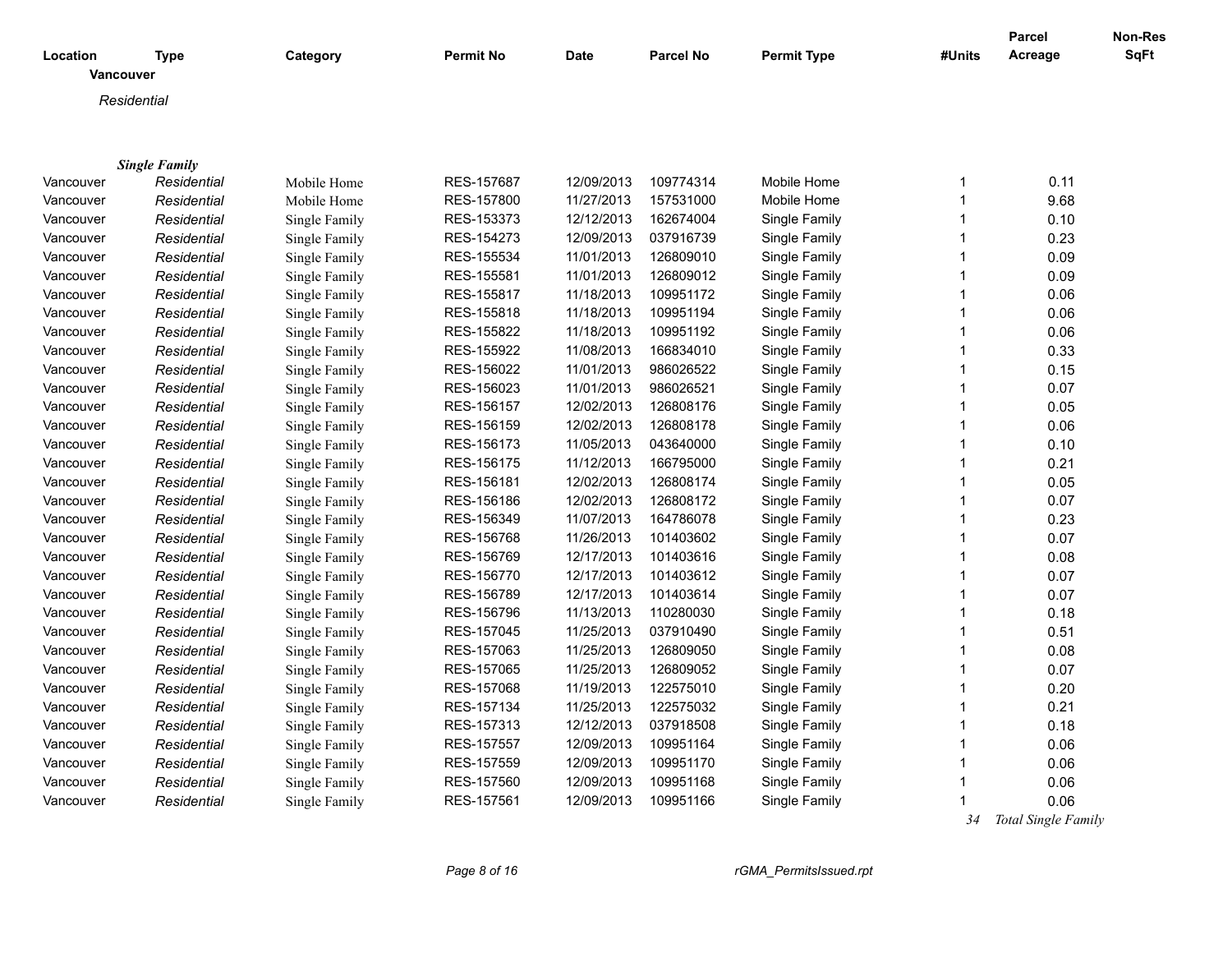| Location | Type | Category | Permit No | Date | Parcel No | Permit Type | #Units | Parcel Acreage | Non-Res SqFt |
|---|---|---|---|---|---|---|---|---|---|
| **Vancouver** | | | | | | | | | |
| *Residential* | | | | | | | | | |
| ***Single Family*** | | | | | | | | | |
| Vancouver | *Residential* | Mobile Home | RES-157687 | 12/09/2013 | 109774314 | Mobile Home | 1 | 0.11 | |
| Vancouver | *Residential* | Mobile Home | RES-157800 | 11/27/2013 | 157531000 | Mobile Home | 1 | 9.68 | |
| Vancouver | *Residential* | Single Family | RES-153373 | 12/12/2013 | 162674004 | Single Family | 1 | 0.10 | |
| Vancouver | *Residential* | Single Family | RES-154273 | 12/09/2013 | 037916739 | Single Family | 1 | 0.23 | |
| Vancouver | *Residential* | Single Family | RES-155534 | 11/01/2013 | 126809010 | Single Family | 1 | 0.09 | |
| Vancouver | *Residential* | Single Family | RES-155581 | 11/01/2013 | 126809012 | Single Family | 1 | 0.09 | |
| Vancouver | *Residential* | Single Family | RES-155817 | 11/18/2013 | 109951172 | Single Family | 1 | 0.06 | |
| Vancouver | *Residential* | Single Family | RES-155818 | 11/18/2013 | 109951194 | Single Family | 1 | 0.06 | |
| Vancouver | *Residential* | Single Family | RES-155822 | 11/18/2013 | 109951192 | Single Family | 1 | 0.06 | |
| Vancouver | *Residential* | Single Family | RES-155922 | 11/08/2013 | 166834010 | Single Family | 1 | 0.33 | |
| Vancouver | *Residential* | Single Family | RES-156022 | 11/01/2013 | 986026522 | Single Family | 1 | 0.15 | |
| Vancouver | *Residential* | Single Family | RES-156023 | 11/01/2013 | 986026521 | Single Family | 1 | 0.07 | |
| Vancouver | *Residential* | Single Family | RES-156157 | 12/02/2013 | 126808176 | Single Family | 1 | 0.05 | |
| Vancouver | *Residential* | Single Family | RES-156159 | 12/02/2013 | 126808178 | Single Family | 1 | 0.06 | |
| Vancouver | *Residential* | Single Family | RES-156173 | 11/05/2013 | 043640000 | Single Family | 1 | 0.10 | |
| Vancouver | *Residential* | Single Family | RES-156175 | 11/12/2013 | 166795000 | Single Family | 1 | 0.21 | |
| Vancouver | *Residential* | Single Family | RES-156181 | 12/02/2013 | 126808174 | Single Family | 1 | 0.05 | |
| Vancouver | *Residential* | Single Family | RES-156186 | 12/02/2013 | 126808172 | Single Family | 1 | 0.07 | |
| Vancouver | *Residential* | Single Family | RES-156349 | 11/07/2013 | 164786078 | Single Family | 1 | 0.23 | |
| Vancouver | *Residential* | Single Family | RES-156768 | 11/26/2013 | 101403602 | Single Family | 1 | 0.07 | |
| Vancouver | *Residential* | Single Family | RES-156769 | 12/17/2013 | 101403616 | Single Family | 1 | 0.08 | |
| Vancouver | *Residential* | Single Family | RES-156770 | 12/17/2013 | 101403612 | Single Family | 1 | 0.07 | |
| Vancouver | *Residential* | Single Family | RES-156789 | 12/17/2013 | 101403614 | Single Family | 1 | 0.07 | |
| Vancouver | *Residential* | Single Family | RES-156796 | 11/13/2013 | 110280030 | Single Family | 1 | 0.18 | |
| Vancouver | *Residential* | Single Family | RES-157045 | 11/25/2013 | 037910490 | Single Family | 1 | 0.51 | |
| Vancouver | *Residential* | Single Family | RES-157063 | 11/25/2013 | 126809050 | Single Family | 1 | 0.08 | |
| Vancouver | *Residential* | Single Family | RES-157065 | 11/25/2013 | 126809052 | Single Family | 1 | 0.07 | |
| Vancouver | *Residential* | Single Family | RES-157068 | 11/19/2013 | 122575010 | Single Family | 1 | 0.20 | |
| Vancouver | *Residential* | Single Family | RES-157134 | 11/25/2013 | 122575032 | Single Family | 1 | 0.21 | |
| Vancouver | *Residential* | Single Family | RES-157313 | 12/12/2013 | 037918508 | Single Family | 1 | 0.18 | |
| Vancouver | *Residential* | Single Family | RES-157557 | 12/09/2013 | 109951164 | Single Family | 1 | 0.06 | |
| Vancouver | *Residential* | Single Family | RES-157559 | 12/09/2013 | 109951170 | Single Family | 1 | 0.06 | |
| Vancouver | *Residential* | Single Family | RES-157560 | 12/09/2013 | 109951168 | Single Family | 1 | 0.06 | |
| Vancouver | *Residential* | Single Family | RES-157561 | 12/09/2013 | 109951166 | Single Family | 1 | 0.06 | |
| | | | | | | | *34* | *Total Single Family* | |

rGMA_PermitsIssued.rpt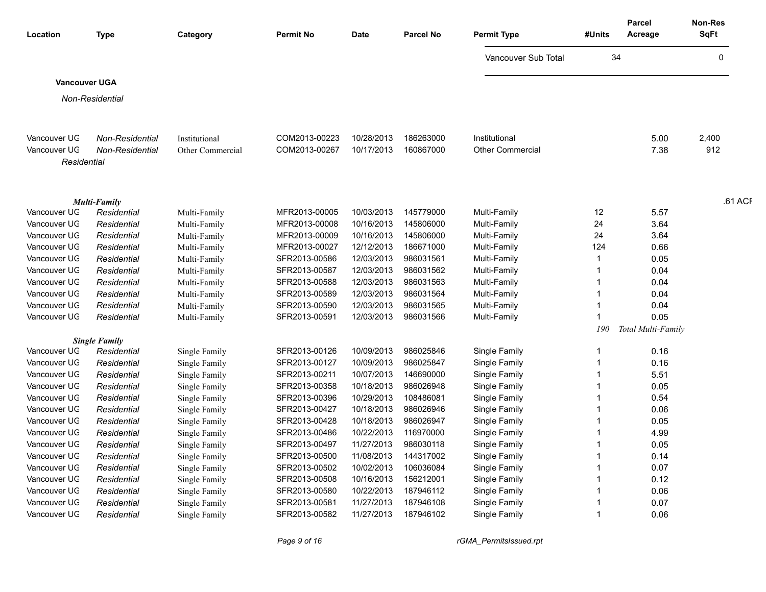| Location | Type | Category | Permit No | Date | Parcel No | Permit Type | #Units | Parcel Acreage | Non-Res SqFt |
|---|---|---|---|---|---|---|---|---|---|
| | | | | | | Vancouver Sub Total | 34 | | 0 |

**Vancouver UGA**

*Non-Residential*

| Location | Type | Category | Permit No | Date | Parcel No | Permit Type | #Units | Parcel Acreage | Non-Res SqFt |
|---|---|---|---|---|---|---|---|---|---|
| Vancouver UG | *Non-Residential* | Institutional | COM2013-00223 | 10/28/2013 | 186263000 | Institutional | | 5.00 | 2,400 |
| Vancouver UG | *Non-Residential* | Other Commercial | COM2013-00267 | 10/17/2013 | 160867000 | Other Commercial | | 7.38 | 912 |

*Residential*

***Multi-Family*** .61 ACF

| Location | Type | Category | Permit No | Date | Parcel No | Permit Type | #Units | Parcel Acreage | Non-Res SqFt |
|---|---|---|---|---|---|---|---|---|---|
| Vancouver UG | *Residential* | Multi-Family | MFR2013-00005 | 10/03/2013 | 145779000 | Multi-Family | 12 | 5.57 | |
| Vancouver UG | *Residential* | Multi-Family | MFR2013-00008 | 10/16/2013 | 145806000 | Multi-Family | 24 | 3.64 | |
| Vancouver UG | *Residential* | Multi-Family | MFR2013-00009 | 10/16/2013 | 145806000 | Multi-Family | 24 | 3.64 | |
| Vancouver UG | *Residential* | Multi-Family | MFR2013-00027 | 12/12/2013 | 186671000 | Multi-Family | 124 | 0.66 | |
| Vancouver UG | *Residential* | Multi-Family | SFR2013-00586 | 12/03/2013 | 986031561 | Multi-Family | 1 | 0.05 | |
| Vancouver UG | *Residential* | Multi-Family | SFR2013-00587 | 12/03/2013 | 986031562 | Multi-Family | 1 | 0.04 | |
| Vancouver UG | *Residential* | Multi-Family | SFR2013-00588 | 12/03/2013 | 986031563 | Multi-Family | 1 | 0.04 | |
| Vancouver UG | *Residential* | Multi-Family | SFR2013-00589 | 12/03/2013 | 986031564 | Multi-Family | 1 | 0.04 | |
| Vancouver UG | *Residential* | Multi-Family | SFR2013-00590 | 12/03/2013 | 986031565 | Multi-Family | 1 | 0.04 | |
| Vancouver UG | *Residential* | Multi-Family | SFR2013-00591 | 12/03/2013 | 986031566 | Multi-Family | 1 | 0.05 | |
| | | | | | | | *190* | *Total Multi-Family* | |

***Single Family***

| Location | Type | Category | Permit No | Date | Parcel No | Permit Type | #Units | Parcel Acreage | Non-Res SqFt |
|---|---|---|---|---|---|---|---|---|---|
| Vancouver UG | *Residential* | Single Family | SFR2013-00126 | 10/09/2013 | 986025846 | Single Family | 1 | 0.16 | |
| Vancouver UG | *Residential* | Single Family | SFR2013-00127 | 10/09/2013 | 986025847 | Single Family | 1 | 0.16 | |
| Vancouver UG | *Residential* | Single Family | SFR2013-00211 | 10/07/2013 | 146690000 | Single Family | 1 | 5.51 | |
| Vancouver UG | *Residential* | Single Family | SFR2013-00358 | 10/18/2013 | 986026948 | Single Family | 1 | 0.05 | |
| Vancouver UG | *Residential* | Single Family | SFR2013-00396 | 10/29/2013 | 108486081 | Single Family | 1 | 0.54 | |
| Vancouver UG | *Residential* | Single Family | SFR2013-00427 | 10/18/2013 | 986026946 | Single Family | 1 | 0.06 | |
| Vancouver UG | *Residential* | Single Family | SFR2013-00428 | 10/18/2013 | 986026947 | Single Family | 1 | 0.05 | |
| Vancouver UG | *Residential* | Single Family | SFR2013-00486 | 10/22/2013 | 116970000 | Single Family | 1 | 4.99 | |
| Vancouver UG | *Residential* | Single Family | SFR2013-00497 | 11/27/2013 | 986030118 | Single Family | 1 | 0.05 | |
| Vancouver UG | *Residential* | Single Family | SFR2013-00500 | 11/08/2013 | 144317002 | Single Family | 1 | 0.14 | |
| Vancouver UG | *Residential* | Single Family | SFR2013-00502 | 10/02/2013 | 106036084 | Single Family | 1 | 0.07 | |
| Vancouver UG | *Residential* | Single Family | SFR2013-00508 | 10/16/2013 | 156212001 | Single Family | 1 | 0.12 | |
| Vancouver UG | *Residential* | Single Family | SFR2013-00580 | 10/22/2013 | 187946112 | Single Family | 1 | 0.06 | |
| Vancouver UG | *Residential* | Single Family | SFR2013-00581 | 11/27/2013 | 187946108 | Single Family | 1 | 0.07 | |
| Vancouver UG | *Residential* | Single Family | SFR2013-00582 | 11/27/2013 | 187946102 | Single Family | 1 | 0.06 | |

*rGMA_PermitsIssued.rpt*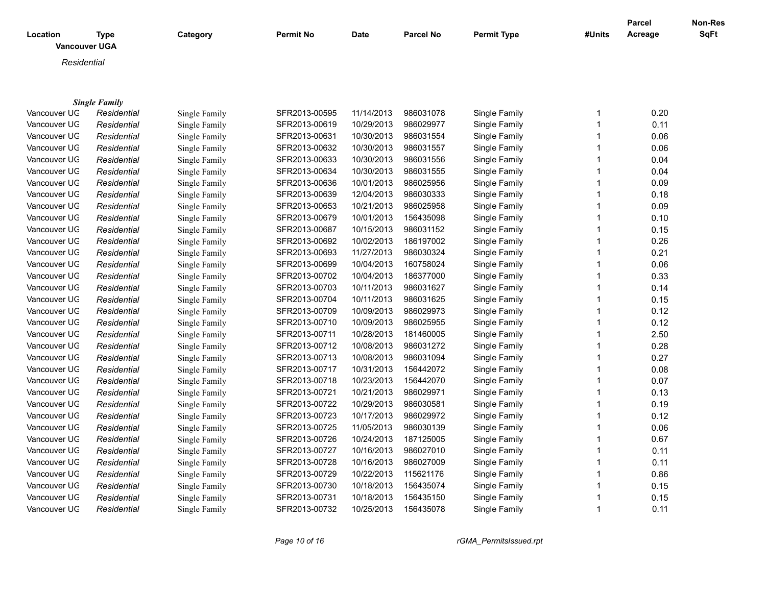| Location | Type | Category | Permit No | Date | Parcel No | Permit Type | #Units | Parcel Acreage | Non-Res SqFt |
|---|---|---|---|---|---|---|---|---|---|

**Vancouver UGA**

*Residential*

***Single Family***

| Location | Type | Category | Permit No | Date | Parcel No | Permit Type | #Units | Parcel Acreage | Non-Res SqFt |
|---|---|---|---|---|---|---|---|---|---|
| Vancouver UG | *Residential* | Single Family | SFR2013-00595 | 11/14/2013 | 986031078 | Single Family | 1 | 0.20 | |
| Vancouver UG | *Residential* | Single Family | SFR2013-00619 | 10/29/2013 | 986029977 | Single Family | 1 | 0.11 | |
| Vancouver UG | *Residential* | Single Family | SFR2013-00631 | 10/30/2013 | 986031554 | Single Family | 1 | 0.06 | |
| Vancouver UG | *Residential* | Single Family | SFR2013-00632 | 10/30/2013 | 986031557 | Single Family | 1 | 0.06 | |
| Vancouver UG | *Residential* | Single Family | SFR2013-00633 | 10/30/2013 | 986031556 | Single Family | 1 | 0.04 | |
| Vancouver UG | *Residential* | Single Family | SFR2013-00634 | 10/30/2013 | 986031555 | Single Family | 1 | 0.04 | |
| Vancouver UG | *Residential* | Single Family | SFR2013-00636 | 10/01/2013 | 986025956 | Single Family | 1 | 0.09 | |
| Vancouver UG | *Residential* | Single Family | SFR2013-00639 | 12/04/2013 | 986030333 | Single Family | 1 | 0.18 | |
| Vancouver UG | *Residential* | Single Family | SFR2013-00653 | 10/21/2013 | 986025958 | Single Family | 1 | 0.09 | |
| Vancouver UG | *Residential* | Single Family | SFR2013-00679 | 10/01/2013 | 156435098 | Single Family | 1 | 0.10 | |
| Vancouver UG | *Residential* | Single Family | SFR2013-00687 | 10/15/2013 | 986031152 | Single Family | 1 | 0.15 | |
| Vancouver UG | *Residential* | Single Family | SFR2013-00692 | 10/02/2013 | 186197002 | Single Family | 1 | 0.26 | |
| Vancouver UG | *Residential* | Single Family | SFR2013-00693 | 11/27/2013 | 986030324 | Single Family | 1 | 0.21 | |
| Vancouver UG | *Residential* | Single Family | SFR2013-00699 | 10/04/2013 | 160758024 | Single Family | 1 | 0.06 | |
| Vancouver UG | *Residential* | Single Family | SFR2013-00702 | 10/04/2013 | 186377000 | Single Family | 1 | 0.33 | |
| Vancouver UG | *Residential* | Single Family | SFR2013-00703 | 10/11/2013 | 986031627 | Single Family | 1 | 0.14 | |
| Vancouver UG | *Residential* | Single Family | SFR2013-00704 | 10/11/2013 | 986031625 | Single Family | 1 | 0.15 | |
| Vancouver UG | *Residential* | Single Family | SFR2013-00709 | 10/09/2013 | 986029973 | Single Family | 1 | 0.12 | |
| Vancouver UG | *Residential* | Single Family | SFR2013-00710 | 10/09/2013 | 986025955 | Single Family | 1 | 0.12 | |
| Vancouver UG | *Residential* | Single Family | SFR2013-00711 | 10/28/2013 | 181460005 | Single Family | 1 | 2.50 | |
| Vancouver UG | *Residential* | Single Family | SFR2013-00712 | 10/08/2013 | 986031272 | Single Family | 1 | 0.28 | |
| Vancouver UG | *Residential* | Single Family | SFR2013-00713 | 10/08/2013 | 986031094 | Single Family | 1 | 0.27 | |
| Vancouver UG | *Residential* | Single Family | SFR2013-00717 | 10/31/2013 | 156442072 | Single Family | 1 | 0.08 | |
| Vancouver UG | *Residential* | Single Family | SFR2013-00718 | 10/23/2013 | 156442070 | Single Family | 1 | 0.07 | |
| Vancouver UG | *Residential* | Single Family | SFR2013-00721 | 10/21/2013 | 986029971 | Single Family | 1 | 0.13 | |
| Vancouver UG | *Residential* | Single Family | SFR2013-00722 | 10/29/2013 | 986030581 | Single Family | 1 | 0.19 | |
| Vancouver UG | *Residential* | Single Family | SFR2013-00723 | 10/17/2013 | 986029972 | Single Family | 1 | 0.12 | |
| Vancouver UG | *Residential* | Single Family | SFR2013-00725 | 11/05/2013 | 986030139 | Single Family | 1 | 0.06 | |
| Vancouver UG | *Residential* | Single Family | SFR2013-00726 | 10/24/2013 | 187125005 | Single Family | 1 | 0.67 | |
| Vancouver UG | *Residential* | Single Family | SFR2013-00727 | 10/16/2013 | 986027010 | Single Family | 1 | 0.11 | |
| Vancouver UG | *Residential* | Single Family | SFR2013-00728 | 10/16/2013 | 986027009 | Single Family | 1 | 0.11 | |
| Vancouver UG | *Residential* | Single Family | SFR2013-00729 | 10/22/2013 | 115621176 | Single Family | 1 | 0.86 | |
| Vancouver UG | *Residential* | Single Family | SFR2013-00730 | 10/18/2013 | 156435074 | Single Family | 1 | 0.15 | |
| Vancouver UG | *Residential* | Single Family | SFR2013-00731 | 10/18/2013 | 156435150 | Single Family | 1 | 0.15 | |
| Vancouver UG | *Residential* | Single Family | SFR2013-00732 | 10/25/2013 | 156435078 | Single Family | 1 | 0.11 | |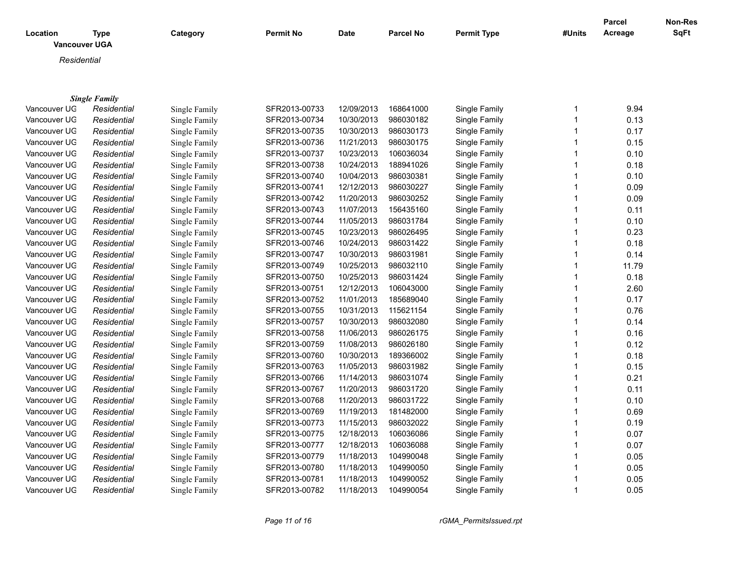| Location | Type | Category | Permit No | Date | Parcel No | Permit Type | #Units | Parcel Acreage | Non-Res SqFt |
|---|---|---|---|---|---|---|---|---|---|
| **Vancouver UGA** | | | | | | | | | |
| *Residential* | | | | | | | | | |
| ***Single Family*** | | | | | | | | | |
| Vancouver UG | *Residential* | Single Family | SFR2013-00733 | 12/09/2013 | 168641000 | Single Family | 1 | 9.94 | |
| Vancouver UG | *Residential* | Single Family | SFR2013-00734 | 10/30/2013 | 986030182 | Single Family | 1 | 0.13 | |
| Vancouver UG | *Residential* | Single Family | SFR2013-00735 | 10/30/2013 | 986030173 | Single Family | 1 | 0.17 | |
| Vancouver UG | *Residential* | Single Family | SFR2013-00736 | 11/21/2013 | 986030175 | Single Family | 1 | 0.15 | |
| Vancouver UG | *Residential* | Single Family | SFR2013-00737 | 10/23/2013 | 106036034 | Single Family | 1 | 0.10 | |
| Vancouver UG | *Residential* | Single Family | SFR2013-00738 | 10/24/2013 | 188941026 | Single Family | 1 | 0.18 | |
| Vancouver UG | *Residential* | Single Family | SFR2013-00740 | 10/04/2013 | 986030381 | Single Family | 1 | 0.10 | |
| Vancouver UG | *Residential* | Single Family | SFR2013-00741 | 12/12/2013 | 986030227 | Single Family | 1 | 0.09 | |
| Vancouver UG | *Residential* | Single Family | SFR2013-00742 | 11/20/2013 | 986030252 | Single Family | 1 | 0.09 | |
| Vancouver UG | *Residential* | Single Family | SFR2013-00743 | 11/07/2013 | 156435160 | Single Family | 1 | 0.11 | |
| Vancouver UG | *Residential* | Single Family | SFR2013-00744 | 11/05/2013 | 986031784 | Single Family | 1 | 0.10 | |
| Vancouver UG | *Residential* | Single Family | SFR2013-00745 | 10/23/2013 | 986026495 | Single Family | 1 | 0.23 | |
| Vancouver UG | *Residential* | Single Family | SFR2013-00746 | 10/24/2013 | 986031422 | Single Family | 1 | 0.18 | |
| Vancouver UG | *Residential* | Single Family | SFR2013-00747 | 10/30/2013 | 986031981 | Single Family | 1 | 0.14 | |
| Vancouver UG | *Residential* | Single Family | SFR2013-00749 | 10/25/2013 | 986032110 | Single Family | 1 | 11.79 | |
| Vancouver UG | *Residential* | Single Family | SFR2013-00750 | 10/25/2013 | 986031424 | Single Family | 1 | 0.18 | |
| Vancouver UG | *Residential* | Single Family | SFR2013-00751 | 12/12/2013 | 106043000 | Single Family | 1 | 2.60 | |
| Vancouver UG | *Residential* | Single Family | SFR2013-00752 | 11/01/2013 | 185689040 | Single Family | 1 | 0.17 | |
| Vancouver UG | *Residential* | Single Family | SFR2013-00755 | 10/31/2013 | 115621154 | Single Family | 1 | 0.76 | |
| Vancouver UG | *Residential* | Single Family | SFR2013-00757 | 10/30/2013 | 986032080 | Single Family | 1 | 0.14 | |
| Vancouver UG | *Residential* | Single Family | SFR2013-00758 | 11/06/2013 | 986026175 | Single Family | 1 | 0.16 | |
| Vancouver UG | *Residential* | Single Family | SFR2013-00759 | 11/08/2013 | 986026180 | Single Family | 1 | 0.12 | |
| Vancouver UG | *Residential* | Single Family | SFR2013-00760 | 10/30/2013 | 189366002 | Single Family | 1 | 0.18 | |
| Vancouver UG | *Residential* | Single Family | SFR2013-00763 | 11/05/2013 | 986031982 | Single Family | 1 | 0.15 | |
| Vancouver UG | *Residential* | Single Family | SFR2013-00766 | 11/14/2013 | 986031074 | Single Family | 1 | 0.21 | |
| Vancouver UG | *Residential* | Single Family | SFR2013-00767 | 11/20/2013 | 986031720 | Single Family | 1 | 0.11 | |
| Vancouver UG | *Residential* | Single Family | SFR2013-00768 | 11/20/2013 | 986031722 | Single Family | 1 | 0.10 | |
| Vancouver UG | *Residential* | Single Family | SFR2013-00769 | 11/19/2013 | 181482000 | Single Family | 1 | 0.69 | |
| Vancouver UG | *Residential* | Single Family | SFR2013-00773 | 11/15/2013 | 986032022 | Single Family | 1 | 0.19 | |
| Vancouver UG | *Residential* | Single Family | SFR2013-00775 | 12/18/2013 | 106036086 | Single Family | 1 | 0.07 | |
| Vancouver UG | *Residential* | Single Family | SFR2013-00777 | 12/18/2013 | 106036088 | Single Family | 1 | 0.07 | |
| Vancouver UG | *Residential* | Single Family | SFR2013-00779 | 11/18/2013 | 104990048 | Single Family | 1 | 0.05 | |
| Vancouver UG | *Residential* | Single Family | SFR2013-00780 | 11/18/2013 | 104990050 | Single Family | 1 | 0.05 | |
| Vancouver UG | *Residential* | Single Family | SFR2013-00781 | 11/18/2013 | 104990052 | Single Family | 1 | 0.05 | |
| Vancouver UG | *Residential* | Single Family | SFR2013-00782 | 11/18/2013 | 104990054 | Single Family | 1 | 0.05 | |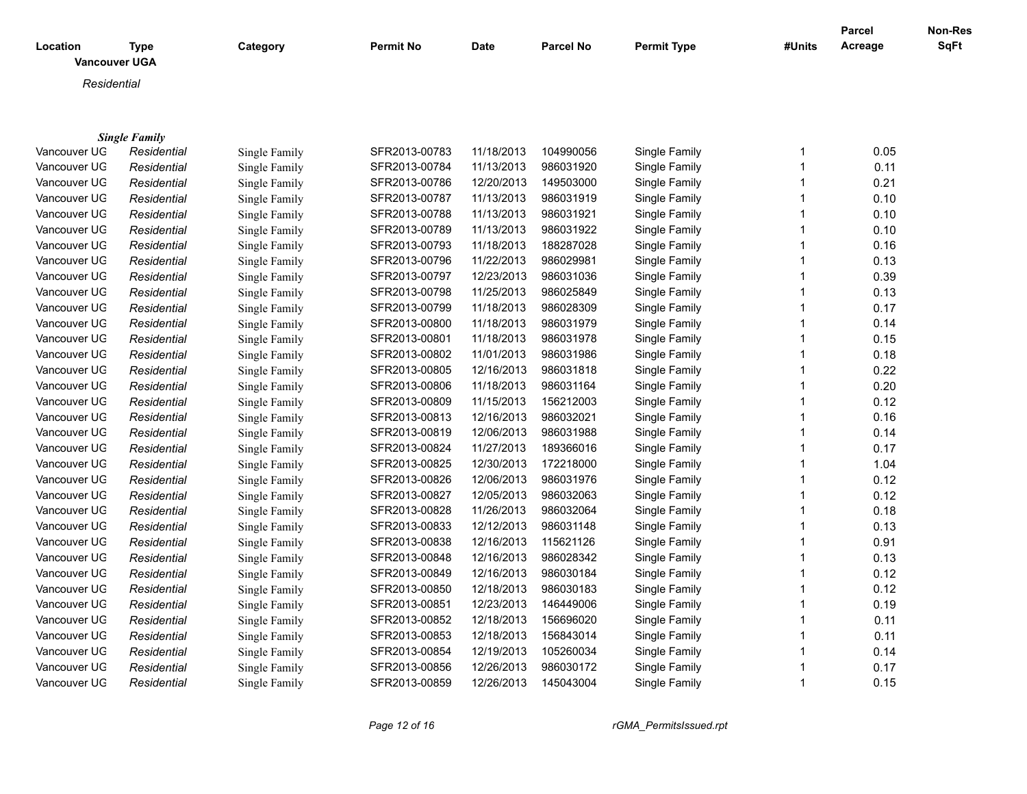| Location | Type | Category | Permit No | Date | Parcel No | Permit Type | #Units | Parcel Acreage | Non-Res SqFt |
|---|---|---|---|---|---|---|---|---|---|
| **Vancouver UGA** | | | | | | | | | |
| *Residential* | | | | | | | | | |
| ***Single Family*** | | | | | | | | | |
| Vancouver UG | *Residential* | Single Family | SFR2013-00783 | 11/18/2013 | 104990056 | Single Family | 1 | 0.05 | |
| Vancouver UG | *Residential* | Single Family | SFR2013-00784 | 11/13/2013 | 986031920 | Single Family | 1 | 0.11 | |
| Vancouver UG | *Residential* | Single Family | SFR2013-00786 | 12/20/2013 | 149503000 | Single Family | 1 | 0.21 | |
| Vancouver UG | *Residential* | Single Family | SFR2013-00787 | 11/13/2013 | 986031919 | Single Family | 1 | 0.10 | |
| Vancouver UG | *Residential* | Single Family | SFR2013-00788 | 11/13/2013 | 986031921 | Single Family | 1 | 0.10 | |
| Vancouver UG | *Residential* | Single Family | SFR2013-00789 | 11/13/2013 | 986031922 | Single Family | 1 | 0.10 | |
| Vancouver UG | *Residential* | Single Family | SFR2013-00793 | 11/18/2013 | 188287028 | Single Family | 1 | 0.16 | |
| Vancouver UG | *Residential* | Single Family | SFR2013-00796 | 11/22/2013 | 986029981 | Single Family | 1 | 0.13 | |
| Vancouver UG | *Residential* | Single Family | SFR2013-00797 | 12/23/2013 | 986031036 | Single Family | 1 | 0.39 | |
| Vancouver UG | *Residential* | Single Family | SFR2013-00798 | 11/25/2013 | 986025849 | Single Family | 1 | 0.13 | |
| Vancouver UG | *Residential* | Single Family | SFR2013-00799 | 11/18/2013 | 986028309 | Single Family | 1 | 0.17 | |
| Vancouver UG | *Residential* | Single Family | SFR2013-00800 | 11/18/2013 | 986031979 | Single Family | 1 | 0.14 | |
| Vancouver UG | *Residential* | Single Family | SFR2013-00801 | 11/18/2013 | 986031978 | Single Family | 1 | 0.15 | |
| Vancouver UG | *Residential* | Single Family | SFR2013-00802 | 11/01/2013 | 986031986 | Single Family | 1 | 0.18 | |
| Vancouver UG | *Residential* | Single Family | SFR2013-00805 | 12/16/2013 | 986031818 | Single Family | 1 | 0.22 | |
| Vancouver UG | *Residential* | Single Family | SFR2013-00806 | 11/18/2013 | 986031164 | Single Family | 1 | 0.20 | |
| Vancouver UG | *Residential* | Single Family | SFR2013-00809 | 11/15/2013 | 156212003 | Single Family | 1 | 0.12 | |
| Vancouver UG | *Residential* | Single Family | SFR2013-00813 | 12/16/2013 | 986032021 | Single Family | 1 | 0.16 | |
| Vancouver UG | *Residential* | Single Family | SFR2013-00819 | 12/06/2013 | 986031988 | Single Family | 1 | 0.14 | |
| Vancouver UG | *Residential* | Single Family | SFR2013-00824 | 11/27/2013 | 189366016 | Single Family | 1 | 0.17 | |
| Vancouver UG | *Residential* | Single Family | SFR2013-00825 | 12/30/2013 | 172218000 | Single Family | 1 | 1.04 | |
| Vancouver UG | *Residential* | Single Family | SFR2013-00826 | 12/06/2013 | 986031976 | Single Family | 1 | 0.12 | |
| Vancouver UG | *Residential* | Single Family | SFR2013-00827 | 12/05/2013 | 986032063 | Single Family | 1 | 0.12 | |
| Vancouver UG | *Residential* | Single Family | SFR2013-00828 | 11/26/2013 | 986032064 | Single Family | 1 | 0.18 | |
| Vancouver UG | *Residential* | Single Family | SFR2013-00833 | 12/12/2013 | 986031148 | Single Family | 1 | 0.13 | |
| Vancouver UG | *Residential* | Single Family | SFR2013-00838 | 12/16/2013 | 115621126 | Single Family | 1 | 0.91 | |
| Vancouver UG | *Residential* | Single Family | SFR2013-00848 | 12/16/2013 | 986028342 | Single Family | 1 | 0.13 | |
| Vancouver UG | *Residential* | Single Family | SFR2013-00849 | 12/16/2013 | 986030184 | Single Family | 1 | 0.12 | |
| Vancouver UG | *Residential* | Single Family | SFR2013-00850 | 12/18/2013 | 986030183 | Single Family | 1 | 0.12 | |
| Vancouver UG | *Residential* | Single Family | SFR2013-00851 | 12/23/2013 | 146449006 | Single Family | 1 | 0.19 | |
| Vancouver UG | *Residential* | Single Family | SFR2013-00852 | 12/18/2013 | 156696020 | Single Family | 1 | 0.11 | |
| Vancouver UG | *Residential* | Single Family | SFR2013-00853 | 12/18/2013 | 156843014 | Single Family | 1 | 0.11 | |
| Vancouver UG | *Residential* | Single Family | SFR2013-00854 | 12/19/2013 | 105260034 | Single Family | 1 | 0.14 | |
| Vancouver UG | *Residential* | Single Family | SFR2013-00856 | 12/26/2013 | 986030172 | Single Family | 1 | 0.17 | |
| Vancouver UG | *Residential* | Single Family | SFR2013-00859 | 12/26/2013 | 145043004 | Single Family | 1 | 0.15 | |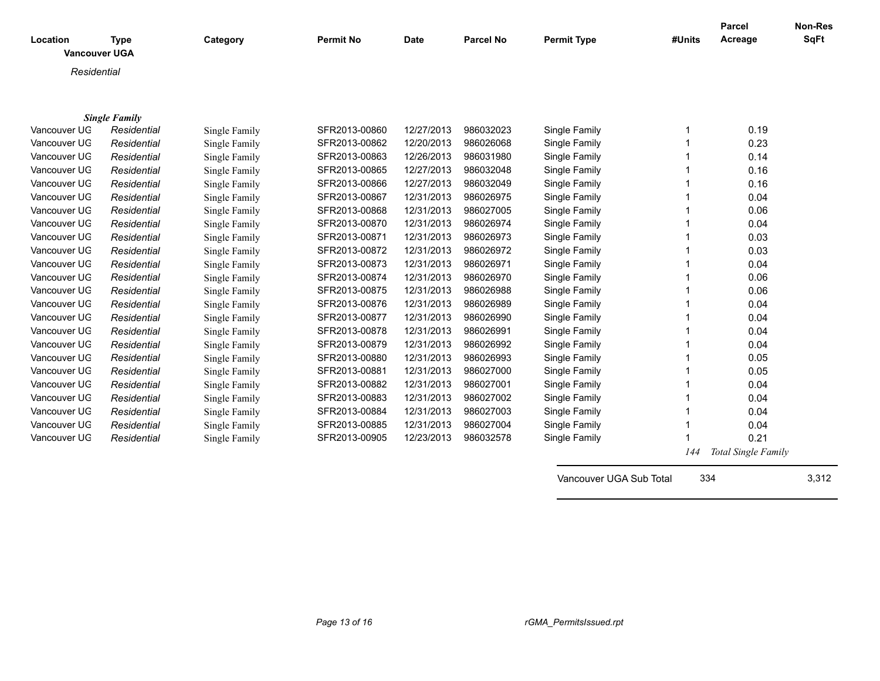| Location | Type | Category | Permit No | Date | Parcel No | Permit Type | #Units | Parcel Acreage | Non-Res SqFt |
|---|---|---|---|---|---|---|---|---|---|
| **Vancouver UGA** | | | | | | | | | |
| *Residential* | | | | | | | | | |
| | ***Single Family*** | | | | | | | | |
| Vancouver UG | *Residential* | Single Family | SFR2013-00860 | 12/27/2013 | 986032023 | Single Family | 1 | 0.19 | |
| Vancouver UG | *Residential* | Single Family | SFR2013-00862 | 12/20/2013 | 986026068 | Single Family | 1 | 0.23 | |
| Vancouver UG | *Residential* | Single Family | SFR2013-00863 | 12/26/2013 | 986031980 | Single Family | 1 | 0.14 | |
| Vancouver UG | *Residential* | Single Family | SFR2013-00865 | 12/27/2013 | 986032048 | Single Family | 1 | 0.16 | |
| Vancouver UG | *Residential* | Single Family | SFR2013-00866 | 12/27/2013 | 986032049 | Single Family | 1 | 0.16 | |
| Vancouver UG | *Residential* | Single Family | SFR2013-00867 | 12/31/2013 | 986026975 | Single Family | 1 | 0.04 | |
| Vancouver UG | *Residential* | Single Family | SFR2013-00868 | 12/31/2013 | 986027005 | Single Family | 1 | 0.06 | |
| Vancouver UG | *Residential* | Single Family | SFR2013-00870 | 12/31/2013 | 986026974 | Single Family | 1 | 0.04 | |
| Vancouver UG | *Residential* | Single Family | SFR2013-00871 | 12/31/2013 | 986026973 | Single Family | 1 | 0.03 | |
| Vancouver UG | *Residential* | Single Family | SFR2013-00872 | 12/31/2013 | 986026972 | Single Family | 1 | 0.03 | |
| Vancouver UG | *Residential* | Single Family | SFR2013-00873 | 12/31/2013 | 986026971 | Single Family | 1 | 0.04 | |
| Vancouver UG | *Residential* | Single Family | SFR2013-00874 | 12/31/2013 | 986026970 | Single Family | 1 | 0.06 | |
| Vancouver UG | *Residential* | Single Family | SFR2013-00875 | 12/31/2013 | 986026988 | Single Family | 1 | 0.06 | |
| Vancouver UG | *Residential* | Single Family | SFR2013-00876 | 12/31/2013 | 986026989 | Single Family | 1 | 0.04 | |
| Vancouver UG | *Residential* | Single Family | SFR2013-00877 | 12/31/2013 | 986026990 | Single Family | 1 | 0.04 | |
| Vancouver UG | *Residential* | Single Family | SFR2013-00878 | 12/31/2013 | 986026991 | Single Family | 1 | 0.04 | |
| Vancouver UG | *Residential* | Single Family | SFR2013-00879 | 12/31/2013 | 986026992 | Single Family | 1 | 0.04 | |
| Vancouver UG | *Residential* | Single Family | SFR2013-00880 | 12/31/2013 | 986026993 | Single Family | 1 | 0.05 | |
| Vancouver UG | *Residential* | Single Family | SFR2013-00881 | 12/31/2013 | 986027000 | Single Family | 1 | 0.05 | |
| Vancouver UG | *Residential* | Single Family | SFR2013-00882 | 12/31/2013 | 986027001 | Single Family | 1 | 0.04 | |
| Vancouver UG | *Residential* | Single Family | SFR2013-00883 | 12/31/2013 | 986027002 | Single Family | 1 | 0.04 | |
| Vancouver UG | *Residential* | Single Family | SFR2013-00884 | 12/31/2013 | 986027003 | Single Family | 1 | 0.04 | |
| Vancouver UG | *Residential* | Single Family | SFR2013-00885 | 12/31/2013 | 986027004 | Single Family | 1 | 0.04 | |
| Vancouver UG | *Residential* | Single Family | SFR2013-00905 | 12/23/2013 | 986032578 | Single Family | 1 | 0.21 | |
| | | | | | | | *144* | *Total Single Family* | |
| | | | | | | Vancouver UGA Sub Total | 334 | | 3,312 |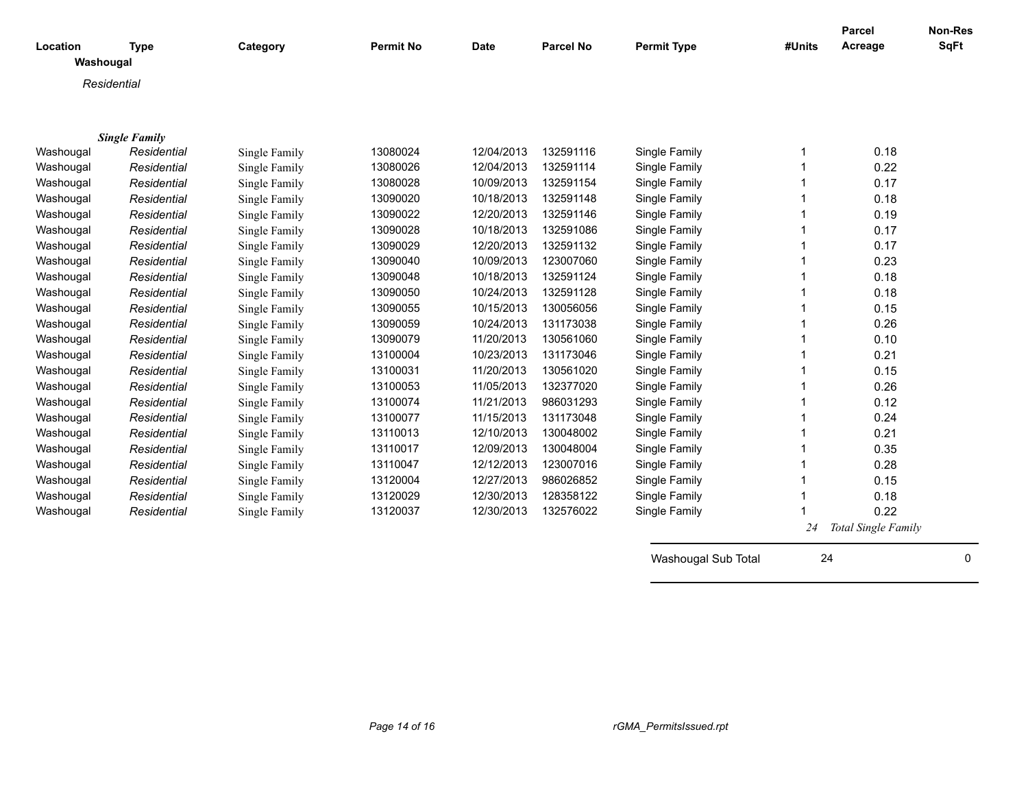| Location | Type | Category | Permit No | Date | Parcel No | Permit Type | #Units | Parcel Acreage | Non-Res SqFt |
|---|---|---|---|---|---|---|---|---|---|
| **Washougal** | | | | | | | | | |
| *Residential* | | | | | | | | | |
| ***Single Family*** | | | | | | | | | |
| Washougal | *Residential* | Single Family | 13080024 | 12/04/2013 | 132591116 | Single Family | 1 | 0.18 | |
| Washougal | *Residential* | Single Family | 13080026 | 12/04/2013 | 132591114 | Single Family | 1 | 0.22 | |
| Washougal | *Residential* | Single Family | 13080028 | 10/09/2013 | 132591154 | Single Family | 1 | 0.17 | |
| Washougal | *Residential* | Single Family | 13090020 | 10/18/2013 | 132591148 | Single Family | 1 | 0.18 | |
| Washougal | *Residential* | Single Family | 13090022 | 12/20/2013 | 132591146 | Single Family | 1 | 0.19 | |
| Washougal | *Residential* | Single Family | 13090028 | 10/18/2013 | 132591086 | Single Family | 1 | 0.17 | |
| Washougal | *Residential* | Single Family | 13090029 | 12/20/2013 | 132591132 | Single Family | 1 | 0.17 | |
| Washougal | *Residential* | Single Family | 13090040 | 10/09/2013 | 123007060 | Single Family | 1 | 0.23 | |
| Washougal | *Residential* | Single Family | 13090048 | 10/18/2013 | 132591124 | Single Family | 1 | 0.18 | |
| Washougal | *Residential* | Single Family | 13090050 | 10/24/2013 | 132591128 | Single Family | 1 | 0.18 | |
| Washougal | *Residential* | Single Family | 13090055 | 10/15/2013 | 130056056 | Single Family | 1 | 0.15 | |
| Washougal | *Residential* | Single Family | 13090059 | 10/24/2013 | 131173038 | Single Family | 1 | 0.26 | |
| Washougal | *Residential* | Single Family | 13090079 | 11/20/2013 | 130561060 | Single Family | 1 | 0.10 | |
| Washougal | *Residential* | Single Family | 13100004 | 10/23/2013 | 131173046 | Single Family | 1 | 0.21 | |
| Washougal | *Residential* | Single Family | 13100031 | 11/20/2013 | 130561020 | Single Family | 1 | 0.15 | |
| Washougal | *Residential* | Single Family | 13100053 | 11/05/2013 | 132377020 | Single Family | 1 | 0.26 | |
| Washougal | *Residential* | Single Family | 13100074 | 11/21/2013 | 986031293 | Single Family | 1 | 0.12 | |
| Washougal | *Residential* | Single Family | 13100077 | 11/15/2013 | 131173048 | Single Family | 1 | 0.24 | |
| Washougal | *Residential* | Single Family | 13110013 | 12/10/2013 | 130048002 | Single Family | 1 | 0.21 | |
| Washougal | *Residential* | Single Family | 13110017 | 12/09/2013 | 130048004 | Single Family | 1 | 0.35 | |
| Washougal | *Residential* | Single Family | 13110047 | 12/12/2013 | 123007016 | Single Family | 1 | 0.28 | |
| Washougal | *Residential* | Single Family | 13120004 | 12/27/2013 | 986026852 | Single Family | 1 | 0.15 | |
| Washougal | *Residential* | Single Family | 13120029 | 12/30/2013 | 128358122 | Single Family | 1 | 0.18 | |
| Washougal | *Residential* | Single Family | 13120037 | 12/30/2013 | 132576022 | Single Family | 1 | 0.22 | |
| | | | | | | | *24* | *Total Single Family* | |
| | | | | | | Washougal Sub Total | 24 | | 0 |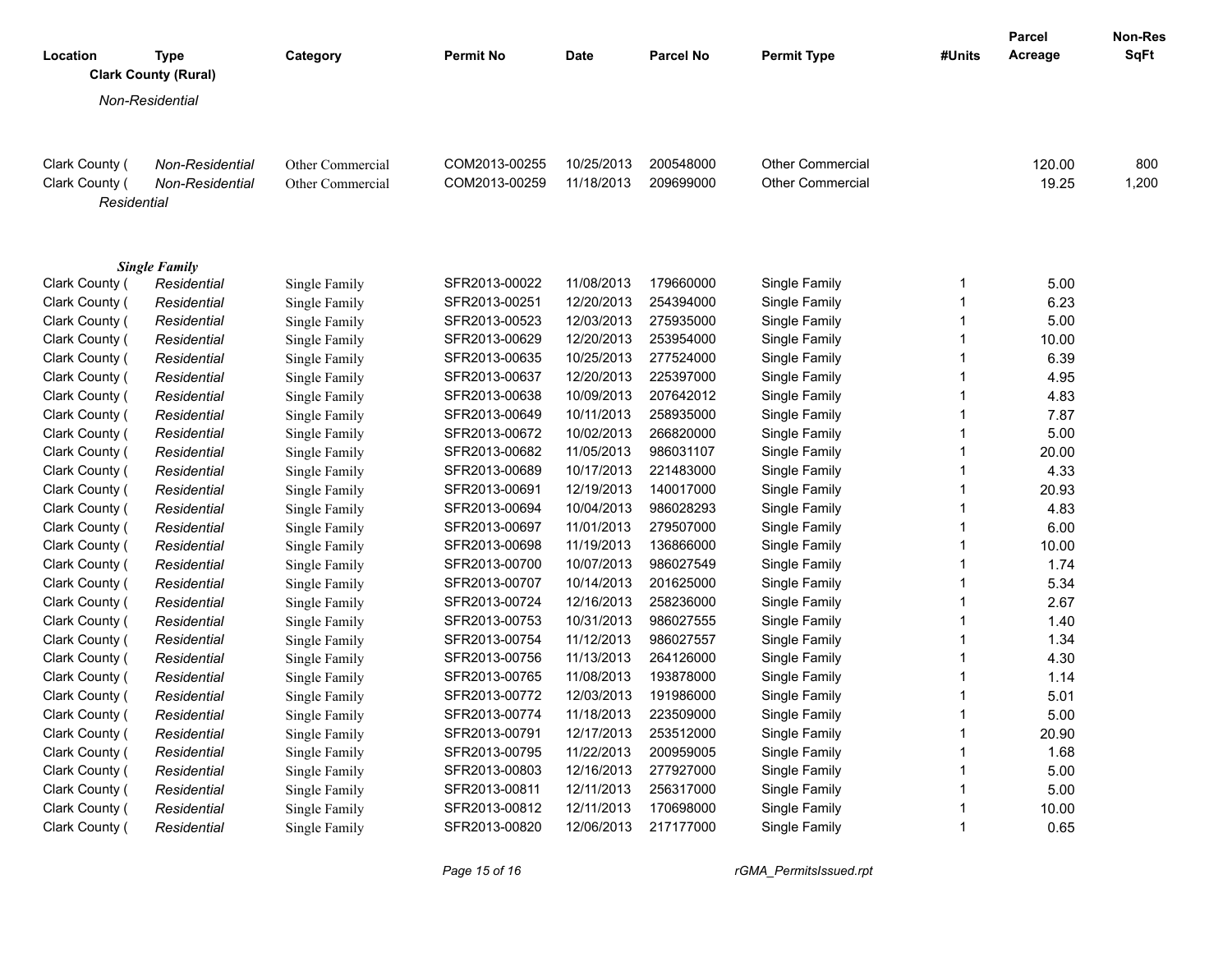| Location | Type | Category | Permit No | Date | Parcel No | Permit Type | #Units | Parcel Acreage | Non-Res SqFt |
|---|---|---|---|---|---|---|---|---|---|
| **Clark County (Rural)** | | | | | | | | | |
| *Non-Residential* | | | | | | | | | |
| Clark County ( | *Non-Residential* | Other Commercial | COM2013-00255 | 10/25/2013 | 200548000 | Other Commercial | | 120.00 | 800 |
| Clark County ( | *Non-Residential* | Other Commercial | COM2013-00259 | 11/18/2013 | 209699000 | Other Commercial | | 19.25 | 1,200 |
| *Residential* | | | | | | | | | |
| ***Single Family*** | | | | | | | | | |
| Clark County ( | *Residential* | Single Family | SFR2013-00022 | 11/08/2013 | 179660000 | Single Family | 1 | 5.00 | |
| Clark County ( | *Residential* | Single Family | SFR2013-00251 | 12/20/2013 | 254394000 | Single Family | 1 | 6.23 | |
| Clark County ( | *Residential* | Single Family | SFR2013-00523 | 12/03/2013 | 275935000 | Single Family | 1 | 5.00 | |
| Clark County ( | *Residential* | Single Family | SFR2013-00629 | 12/20/2013 | 253954000 | Single Family | 1 | 10.00 | |
| Clark County ( | *Residential* | Single Family | SFR2013-00635 | 10/25/2013 | 277524000 | Single Family | 1 | 6.39 | |
| Clark County ( | *Residential* | Single Family | SFR2013-00637 | 12/20/2013 | 225397000 | Single Family | 1 | 4.95 | |
| Clark County ( | *Residential* | Single Family | SFR2013-00638 | 10/09/2013 | 207642012 | Single Family | 1 | 4.83 | |
| Clark County ( | *Residential* | Single Family | SFR2013-00649 | 10/11/2013 | 258935000 | Single Family | 1 | 7.87 | |
| Clark County ( | *Residential* | Single Family | SFR2013-00672 | 10/02/2013 | 266820000 | Single Family | 1 | 5.00 | |
| Clark County ( | *Residential* | Single Family | SFR2013-00682 | 11/05/2013 | 986031107 | Single Family | 1 | 20.00 | |
| Clark County ( | *Residential* | Single Family | SFR2013-00689 | 10/17/2013 | 221483000 | Single Family | 1 | 4.33 | |
| Clark County ( | *Residential* | Single Family | SFR2013-00691 | 12/19/2013 | 140017000 | Single Family | 1 | 20.93 | |
| Clark County ( | *Residential* | Single Family | SFR2013-00694 | 10/04/2013 | 986028293 | Single Family | 1 | 4.83 | |
| Clark County ( | *Residential* | Single Family | SFR2013-00697 | 11/01/2013 | 279507000 | Single Family | 1 | 6.00 | |
| Clark County ( | *Residential* | Single Family | SFR2013-00698 | 11/19/2013 | 136866000 | Single Family | 1 | 10.00 | |
| Clark County ( | *Residential* | Single Family | SFR2013-00700 | 10/07/2013 | 986027549 | Single Family | 1 | 1.74 | |
| Clark County ( | *Residential* | Single Family | SFR2013-00707 | 10/14/2013 | 201625000 | Single Family | 1 | 5.34 | |
| Clark County ( | *Residential* | Single Family | SFR2013-00724 | 12/16/2013 | 258236000 | Single Family | 1 | 2.67 | |
| Clark County ( | *Residential* | Single Family | SFR2013-00753 | 10/31/2013 | 986027555 | Single Family | 1 | 1.40 | |
| Clark County ( | *Residential* | Single Family | SFR2013-00754 | 11/12/2013 | 986027557 | Single Family | 1 | 1.34 | |
| Clark County ( | *Residential* | Single Family | SFR2013-00756 | 11/13/2013 | 264126000 | Single Family | 1 | 4.30 | |
| Clark County ( | *Residential* | Single Family | SFR2013-00765 | 11/08/2013 | 193878000 | Single Family | 1 | 1.14 | |
| Clark County ( | *Residential* | Single Family | SFR2013-00772 | 12/03/2013 | 191986000 | Single Family | 1 | 5.01 | |
| Clark County ( | *Residential* | Single Family | SFR2013-00774 | 11/18/2013 | 223509000 | Single Family | 1 | 5.00 | |
| Clark County ( | *Residential* | Single Family | SFR2013-00791 | 12/17/2013 | 253512000 | Single Family | 1 | 20.90 | |
| Clark County ( | *Residential* | Single Family | SFR2013-00795 | 11/22/2013 | 200959005 | Single Family | 1 | 1.68 | |
| Clark County ( | *Residential* | Single Family | SFR2013-00803 | 12/16/2013 | 277927000 | Single Family | 1 | 5.00 | |
| Clark County ( | *Residential* | Single Family | SFR2013-00811 | 12/11/2013 | 256317000 | Single Family | 1 | 5.00 | |
| Clark County ( | *Residential* | Single Family | SFR2013-00812 | 12/11/2013 | 170698000 | Single Family | 1 | 10.00 | |
| Clark County ( | *Residential* | Single Family | SFR2013-00820 | 12/06/2013 | 217177000 | Single Family | 1 | 0.65 | |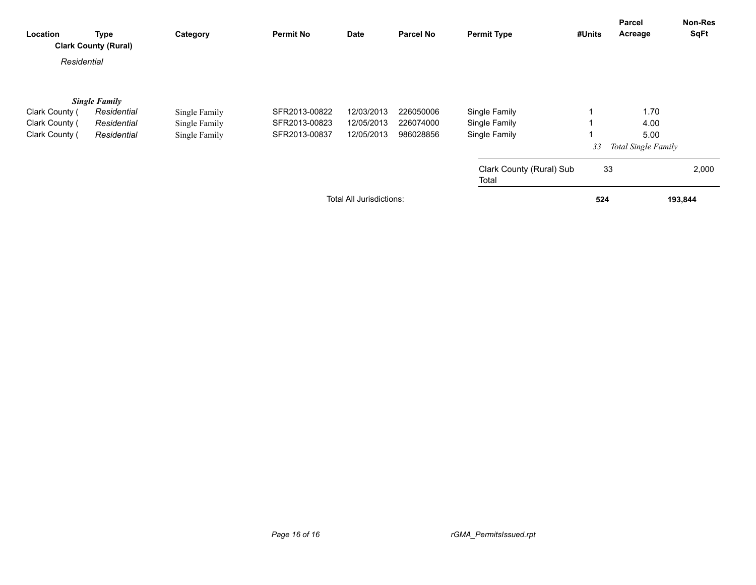| Location | Type | Category | Permit No | Date | Parcel No | Permit Type | #Units | Parcel Acreage | Non-Res SqFt |
|---|---|---|---|---|---|---|---|---|---|
| **Clark County (Rural)** | | | | | | | | | |
| *Residential* | | | | | | | | | |
| ***Single Family*** | | | | | | | | | |
| Clark County ( | *Residential* | Single Family | SFR2013-00822 | 12/03/2013 | 226050006 | Single Family | 1 | 1.70 | |
| Clark County ( | *Residential* | Single Family | SFR2013-00823 | 12/05/2013 | 226074000 | Single Family | 1 | 4.00 | |
| Clark County ( | *Residential* | Single Family | SFR2013-00837 | 12/05/2013 | 986028856 | Single Family | 1 | 5.00 | |
| | | | | | | | *33* | *Total Single Family* | |
| | | | | | | Clark County (Rural) Sub Total | 33 | | 2,000 |
| | | | | Total All Jurisdictions: | | | **524** | | **193,844** |